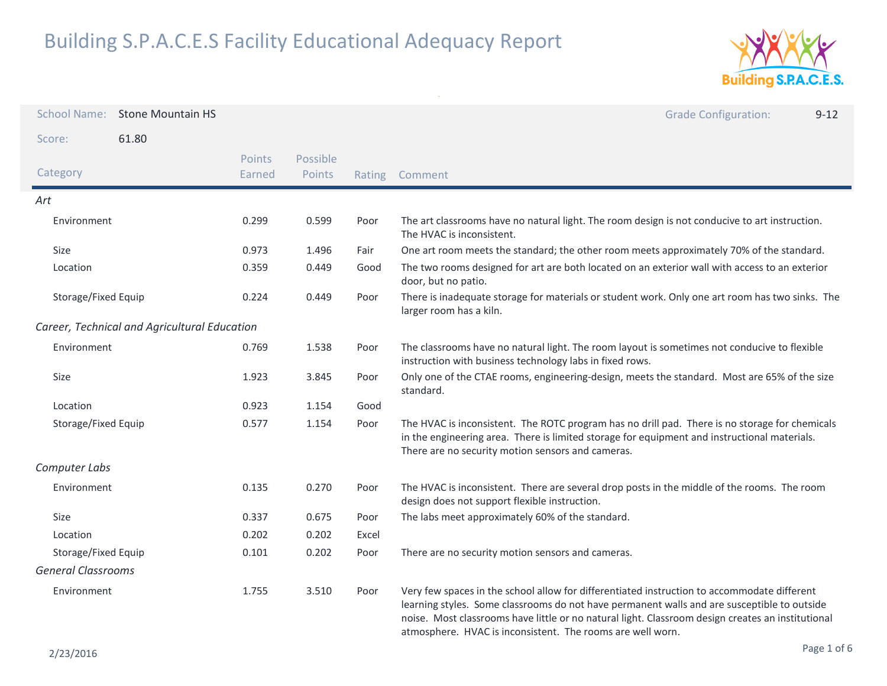# Building S.P.A.C.E.S Facility Educational Adequacy Report

**School Name:** Stone Mountain HS

**Grade Configuration:** 9-12

**Score:** 61.80

| Category | Points Earned | Possible Points | Rating | Comment |
|---|---|---|---|---|
| *Art* | | | | |
| Environment | 0.299 | 0.599 | Poor | The art classrooms have no natural light. The room design is not conducive to art instruction. The HVAC is inconsistent. |
| Size | 0.973 | 1.496 | Fair | One art room meets the standard; the other room meets approximately 70% of the standard. |
| Location | 0.359 | 0.449 | Good | The two rooms designed for art are both located on an exterior wall with access to an exterior door, but no patio. |
| Storage/Fixed Equip | 0.224 | 0.449 | Poor | There is inadequate storage for materials or student work. Only one art room has two sinks. The larger room has a kiln. |
| *Career, Technical and Agricultural Education* | | | | |
| Environment | 0.769 | 1.538 | Poor | The classrooms have no natural light. The room layout is sometimes not conducive to flexible instruction with business technology labs in fixed rows. |
| Size | 1.923 | 3.845 | Poor | Only one of the CTAE rooms, engineering-design, meets the standard. Most are 65% of the size standard. |
| Location | 0.923 | 1.154 | Good | |
| Storage/Fixed Equip | 0.577 | 1.154 | Poor | The HVAC is inconsistent. The ROTC program has no drill pad. There is no storage for chemicals in the engineering area. There is limited storage for equipment and instructional materials. There are no security motion sensors and cameras. |
| *Computer Labs* | | | | |
| Environment | 0.135 | 0.270 | Poor | The HVAC is inconsistent. There are several drop posts in the middle of the rooms. The room design does not support flexible instruction. |
| Size | 0.337 | 0.675 | Poor | The labs meet approximately 60% of the standard. |
| Location | 0.202 | 0.202 | Excel | |
| Storage/Fixed Equip | 0.101 | 0.202 | Poor | There are no security motion sensors and cameras. |
| *General Classrooms* | | | | |
| Environment | 1.755 | 3.510 | Poor | Very few spaces in the school allow for differentiated instruction to accommodate different learning styles. Some classrooms do not have permanent walls and are susceptible to outside noise. Most classrooms have little or no natural light. Classroom design creates an institutional atmosphere. HVAC is inconsistent. The rooms are well worn. |

2/23/2016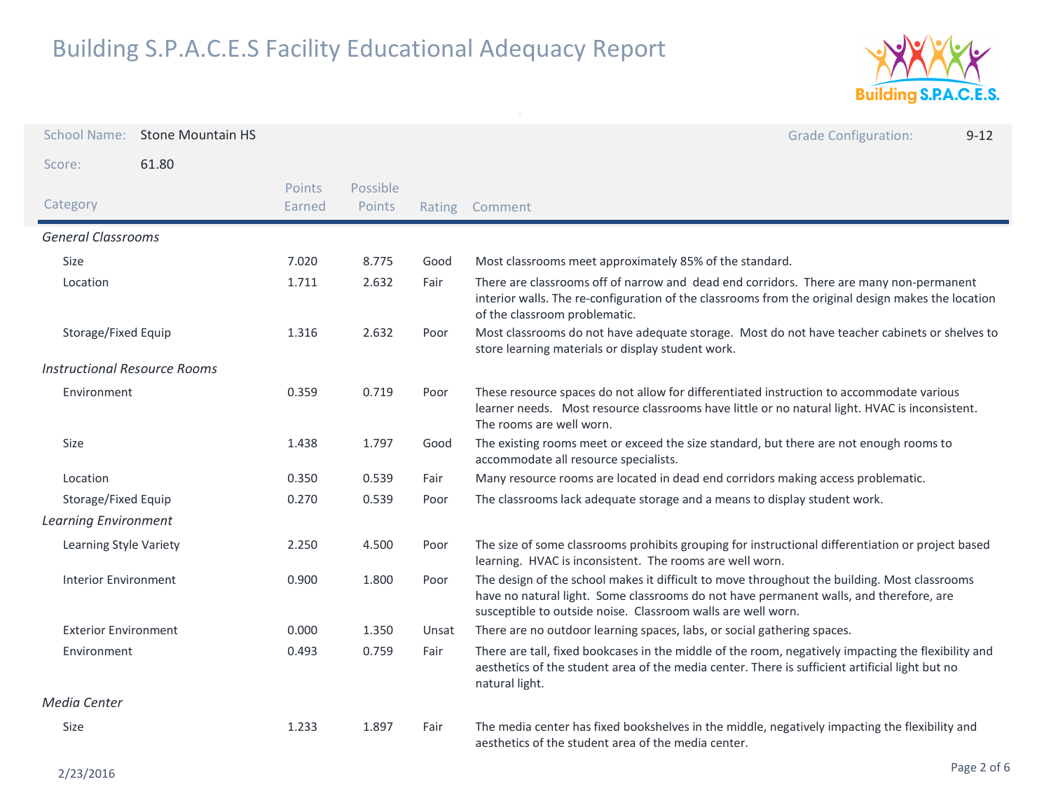# Building S.P.A.C.E.S Facility Educational Adequacy Report

School Name: Stone Mountain HS

Grade Configuration: 9-12

Score: 61.80

| Category | Points Earned | Possible Points | Rating | Comment |
|---|---|---|---|---|
| *General Classrooms* | | | | |
| Size | 7.020 | 8.775 | Good | Most classrooms meet approximately 85% of the standard. |
| Location | 1.711 | 2.632 | Fair | There are classrooms off of narrow and dead end corridors. There are many non-permanent interior walls. The re-configuration of the classrooms from the original design makes the location of the classroom problematic. |
| Storage/Fixed Equip | 1.316 | 2.632 | Poor | Most classrooms do not have adequate storage. Most do not have teacher cabinets or shelves to store learning materials or display student work. |
| *Instructional Resource Rooms* | | | | |
| Environment | 0.359 | 0.719 | Poor | These resource spaces do not allow for differentiated instruction to accommodate various learner needs. Most resource classrooms have little or no natural light. HVAC is inconsistent. The rooms are well worn. |
| Size | 1.438 | 1.797 | Good | The existing rooms meet or exceed the size standard, but there are not enough rooms to accommodate all resource specialists. |
| Location | 0.350 | 0.539 | Fair | Many resource rooms are located in dead end corridors making access problematic. |
| Storage/Fixed Equip | 0.270 | 0.539 | Poor | The classrooms lack adequate storage and a means to display student work. |
| *Learning Environment* | | | | |
| Learning Style Variety | 2.250 | 4.500 | Poor | The size of some classrooms prohibits grouping for instructional differentiation or project based learning. HVAC is inconsistent. The rooms are well worn. |
| Interior Environment | 0.900 | 1.800 | Poor | The design of the school makes it difficult to move throughout the building. Most classrooms have no natural light. Some classrooms do not have permanent walls, and therefore, are susceptible to outside noise. Classroom walls are well worn. |
| Exterior Environment | 0.000 | 1.350 | Unsat | There are no outdoor learning spaces, labs, or social gathering spaces. |
| Environment | 0.493 | 0.759 | Fair | There are tall, fixed bookcases in the middle of the room, negatively impacting the flexibility and aesthetics of the student area of the media center. There is sufficient artificial light but no natural light. |
| *Media Center* | | | | |
| Size | 1.233 | 1.897 | Fair | The media center has fixed bookshelves in the middle, negatively impacting the flexibility and aesthetics of the student area of the media center. |

2/23/2016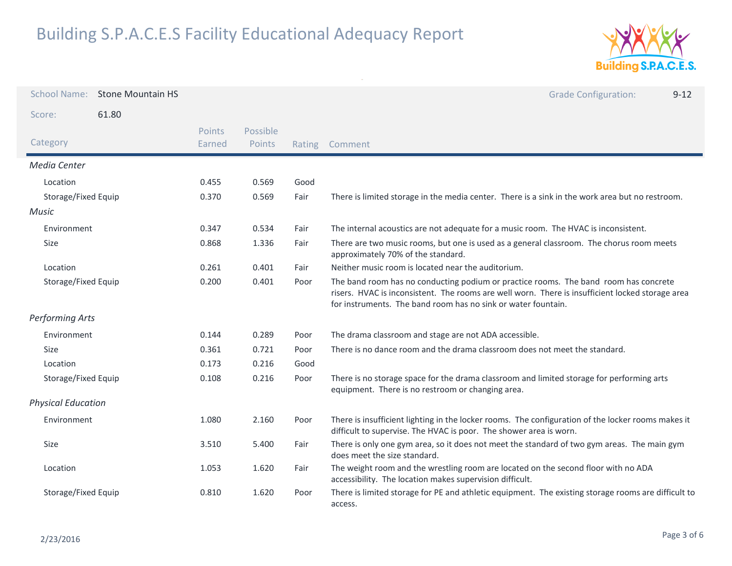# Building S.P.A.C.E.S Facility Educational Adequacy Report

| School Name: | Stone Mountain HS | Grade Configuration: | 9-12 |
|---|---|---|---|
| Score: | 61.80 | | |

| Category | Points Earned | Possible Points | Rating | Comment |
|---|---|---|---|---|
| *Media Center* | | | | |
| Location | 0.455 | 0.569 | Good | |
| Storage/Fixed Equip | 0.370 | 0.569 | Fair | There is limited storage in the media center. There is a sink in the work area but no restroom. |
| *Music* | | | | |
| Environment | 0.347 | 0.534 | Fair | The internal acoustics are not adequate for a music room. The HVAC is inconsistent. |
| Size | 0.868 | 1.336 | Fair | There are two music rooms, but one is used as a general classroom. The chorus room meets approximately 70% of the standard. |
| Location | 0.261 | 0.401 | Fair | Neither music room is located near the auditorium. |
| Storage/Fixed Equip | 0.200 | 0.401 | Poor | The band room has no conducting podium or practice rooms. The band room has concrete risers. HVAC is inconsistent. The rooms are well worn. There is insufficient locked storage area for instruments. The band room has no sink or water fountain. |
| *Performing Arts* | | | | |
| Environment | 0.144 | 0.289 | Poor | The drama classroom and stage are not ADA accessible. |
| Size | 0.361 | 0.721 | Poor | There is no dance room and the drama classroom does not meet the standard. |
| Location | 0.173 | 0.216 | Good | |
| Storage/Fixed Equip | 0.108 | 0.216 | Poor | There is no storage space for the drama classroom and limited storage for performing arts equipment. There is no restroom or changing area. |
| *Physical Education* | | | | |
| Environment | 1.080 | 2.160 | Poor | There is insufficient lighting in the locker rooms. The configuration of the locker rooms makes it difficult to supervise. The HVAC is poor. The shower area is worn. |
| Size | 3.510 | 5.400 | Fair | There is only one gym area, so it does not meet the standard of two gym areas. The main gym does meet the size standard. |
| Location | 1.053 | 1.620 | Fair | The weight room and the wrestling room are located on the second floor with no ADA accessibility. The location makes supervision difficult. |
| Storage/Fixed Equip | 0.810 | 1.620 | Poor | There is limited storage for PE and athletic equipment. The existing storage rooms are difficult to access. |

2/23/2016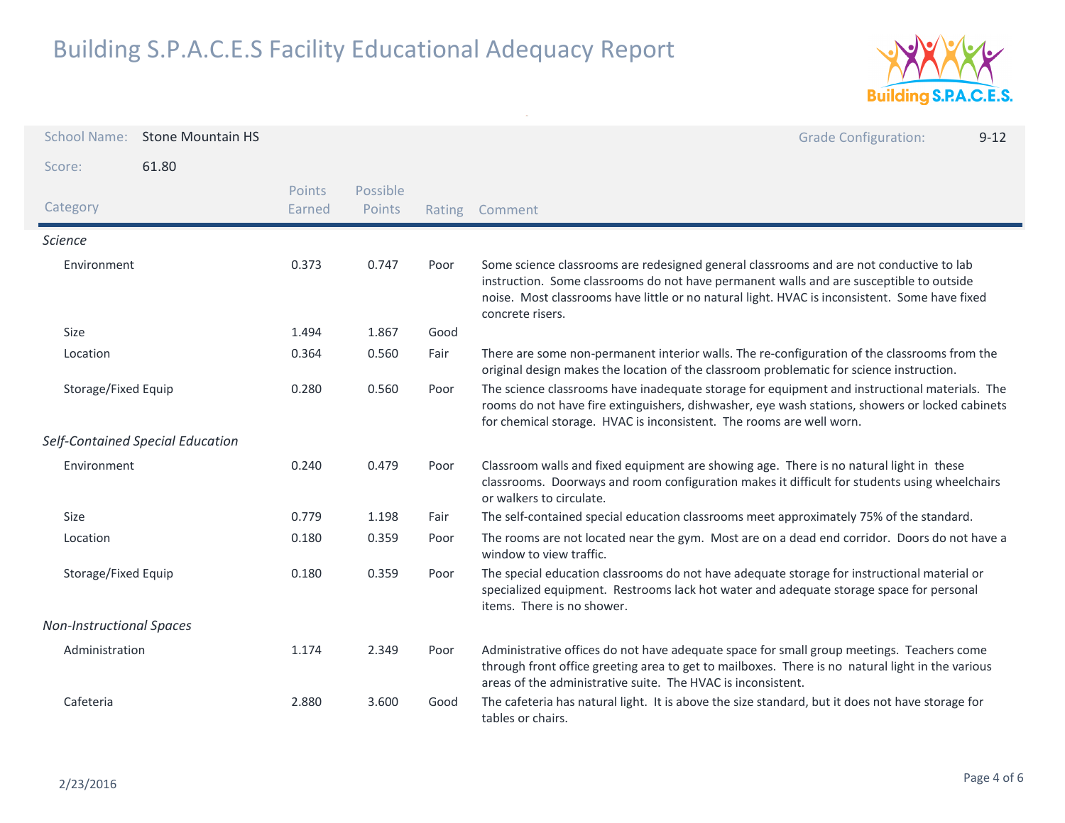# Building S.P.A.C.E.S Facility Educational Adequacy Report

**School Name:** Stone Mountain HS

**Grade Configuration:** 9-12

**Score:** 61.80

| Category | Points Earned | Possible Points | Rating | Comment |
|---|---|---|---|---|
| ***Science*** | | | | |
| Environment | 0.373 | 0.747 | Poor | Some science classrooms are redesigned general classrooms and are not conductive to lab instruction. Some classrooms do not have permanent walls and are susceptible to outside noise. Most classrooms have little or no natural light. HVAC is inconsistent. Some have fixed concrete risers. |
| Size | 1.494 | 1.867 | Good | |
| Location | 0.364 | 0.560 | Fair | There are some non-permanent interior walls. The re-configuration of the classrooms from the original design makes the location of the classroom problematic for science instruction. |
| Storage/Fixed Equip | 0.280 | 0.560 | Poor | The science classrooms have inadequate storage for equipment and instructional materials. The rooms do not have fire extinguishers, dishwasher, eye wash stations, showers or locked cabinets for chemical storage. HVAC is inconsistent. The rooms are well worn. |
| ***Self-Contained Special Education*** | | | | |
| Environment | 0.240 | 0.479 | Poor | Classroom walls and fixed equipment are showing age. There is no natural light in these classrooms. Doorways and room configuration makes it difficult for students using wheelchairs or walkers to circulate. |
| Size | 0.779 | 1.198 | Fair | The self-contained special education classrooms meet approximately 75% of the standard. |
| Location | 0.180 | 0.359 | Poor | The rooms are not located near the gym. Most are on a dead end corridor. Doors do not have a window to view traffic. |
| Storage/Fixed Equip | 0.180 | 0.359 | Poor | The special education classrooms do not have adequate storage for instructional material or specialized equipment. Restrooms lack hot water and adequate storage space for personal items. There is no shower. |
| ***Non-Instructional Spaces*** | | | | |
| Administration | 1.174 | 2.349 | Poor | Administrative offices do not have adequate space for small group meetings. Teachers come through front office greeting area to get to mailboxes. There is no natural light in the various areas of the administrative suite. The HVAC is inconsistent. |
| Cafeteria | 2.880 | 3.600 | Good | The cafeteria has natural light. It is above the size standard, but it does not have storage for tables or chairs. |

2/23/2016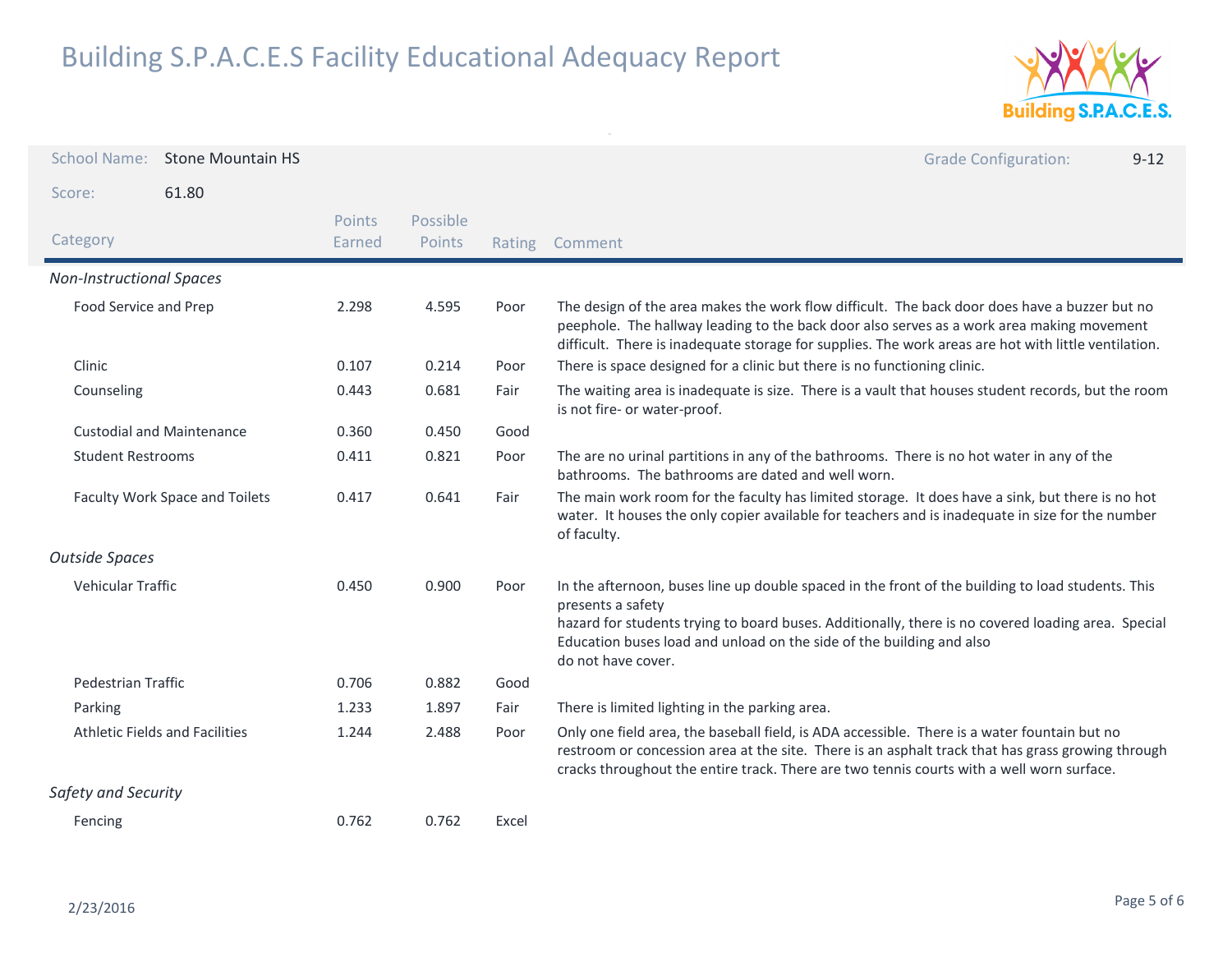# Building S.P.A.C.E.S Facility Educational Adequacy Report

School Name: Stone Mountain HS

Grade Configuration: 9-12

Score: 61.80

| Category | Points Earned | Possible Points | Rating | Comment |
|---|---|---|---|---|
| *Non-Instructional Spaces* | | | | |
| Food Service and Prep | 2.298 | 4.595 | Poor | The design of the area makes the work flow difficult. The back door does have a buzzer but no peephole. The hallway leading to the back door also serves as a work area making movement difficult. There is inadequate storage for supplies. The work areas are hot with little ventilation. |
| Clinic | 0.107 | 0.214 | Poor | There is space designed for a clinic but there is no functioning clinic. |
| Counseling | 0.443 | 0.681 | Fair | The waiting area is inadequate is size. There is a vault that houses student records, but the room is not fire- or water-proof. |
| Custodial and Maintenance | 0.360 | 0.450 | Good | |
| Student Restrooms | 0.411 | 0.821 | Poor | The are no urinal partitions in any of the bathrooms. There is no hot water in any of the bathrooms. The bathrooms are dated and well worn. |
| Faculty Work Space and Toilets | 0.417 | 0.641 | Fair | The main work room for the faculty has limited storage. It does have a sink, but there is no hot water. It houses the only copier available for teachers and is inadequate in size for the number of faculty. |
| *Outside Spaces* | | | | |
| Vehicular Traffic | 0.450 | 0.900 | Poor | In the afternoon, buses line up double spaced in the front of the building to load students. This presents a safety hazard for students trying to board buses. Additionally, there is no covered loading area. Special Education buses load and unload on the side of the building and also do not have cover. |
| Pedestrian Traffic | 0.706 | 0.882 | Good | |
| Parking | 1.233 | 1.897 | Fair | There is limited lighting in the parking area. |
| Athletic Fields and Facilities | 1.244 | 2.488 | Poor | Only one field area, the baseball field, is ADA accessible. There is a water fountain but no restroom or concession area at the site. There is an asphalt track that has grass growing through cracks throughout the entire track. There are two tennis courts with a well worn surface. |
| *Safety and Security* | | | | |
| Fencing | 0.762 | 0.762 | Excel | |

2/23/2016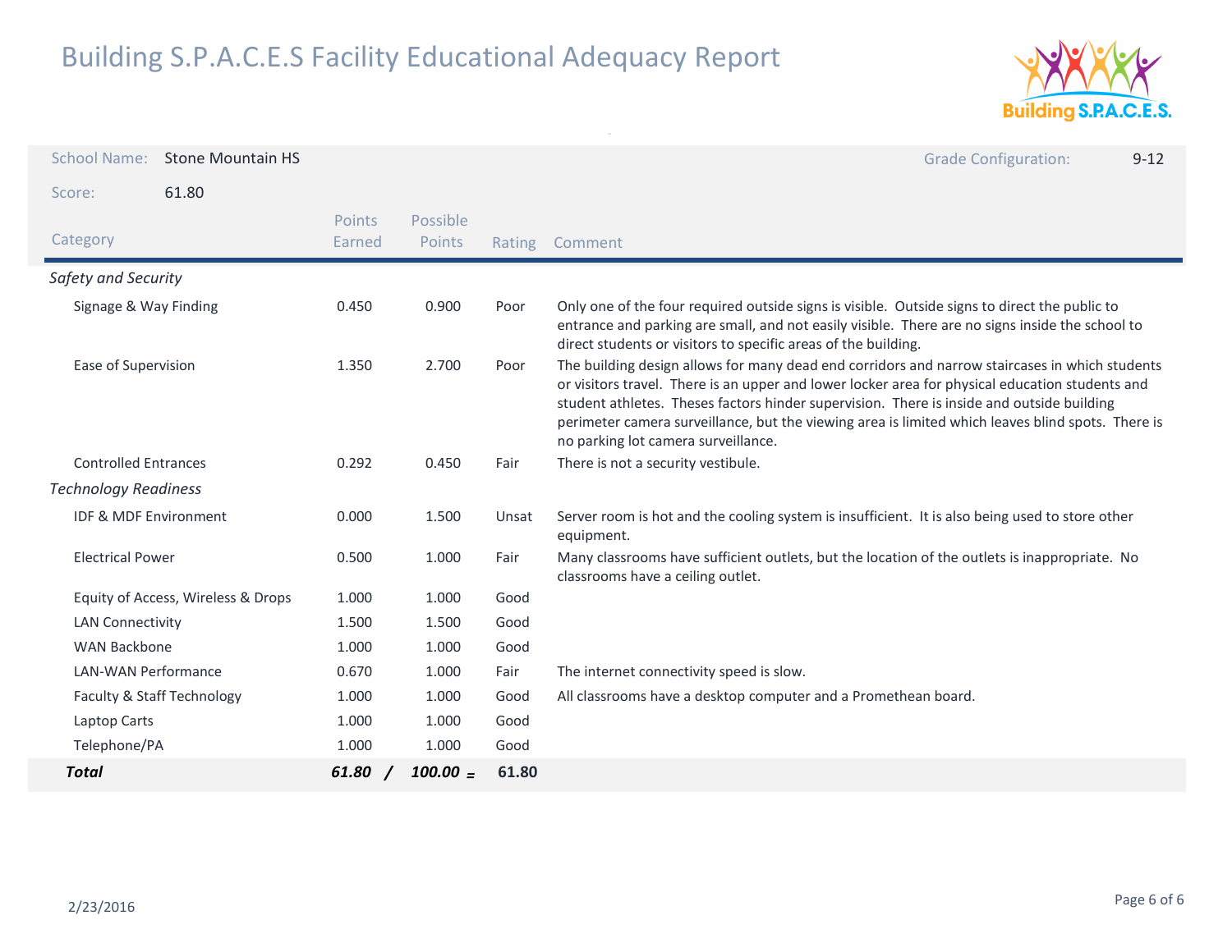# Building S.P.A.C.E.S Facility Educational Adequacy Report

School Name: Stone Mountain HS

Grade Configuration: 9-12

Score: 61.80

| Category | Points Earned | Possible Points | Rating | Comment |
|---|---|---|---|---|
| *Safety and Security* | | | | |
| Signage & Way Finding | 0.450 | 0.900 | Poor | Only one of the four required outside signs is visible. Outside signs to direct the public to entrance and parking are small, and not easily visible. There are no signs inside the school to direct students or visitors to specific areas of the building. |
| Ease of Supervision | 1.350 | 2.700 | Poor | The building design allows for many dead end corridors and narrow staircases in which students or visitors travel. There is an upper and lower locker area for physical education students and student athletes. Theses factors hinder supervision. There is inside and outside building perimeter camera surveillance, but the viewing area is limited which leaves blind spots. There is no parking lot camera surveillance. |
| Controlled Entrances | 0.292 | 0.450 | Fair | There is not a security vestibule. |
| *Technology Readiness* | | | | |
| IDF & MDF Environment | 0.000 | 1.500 | Unsat | Server room is hot and the cooling system is insufficient. It is also being used to store other equipment. |
| Electrical Power | 0.500 | 1.000 | Fair | Many classrooms have sufficient outlets, but the location of the outlets is inappropriate. No classrooms have a ceiling outlet. |
| Equity of Access, Wireless & Drops | 1.000 | 1.000 | Good | |
| LAN Connectivity | 1.500 | 1.500 | Good | |
| WAN Backbone | 1.000 | 1.000 | Good | |
| LAN-WAN Performance | 0.670 | 1.000 | Fair | The internet connectivity speed is slow. |
| Faculty & Staff Technology | 1.000 | 1.000 | Good | All classrooms have a desktop computer and a Promethean board. |
| Laptop Carts | 1.000 | 1.000 | Good | |
| Telephone/PA | 1.000 | 1.000 | Good | |
| ***Total*** | ***61.80 /*** | ***100.00 =*** | **61.80** | |

2/23/2016